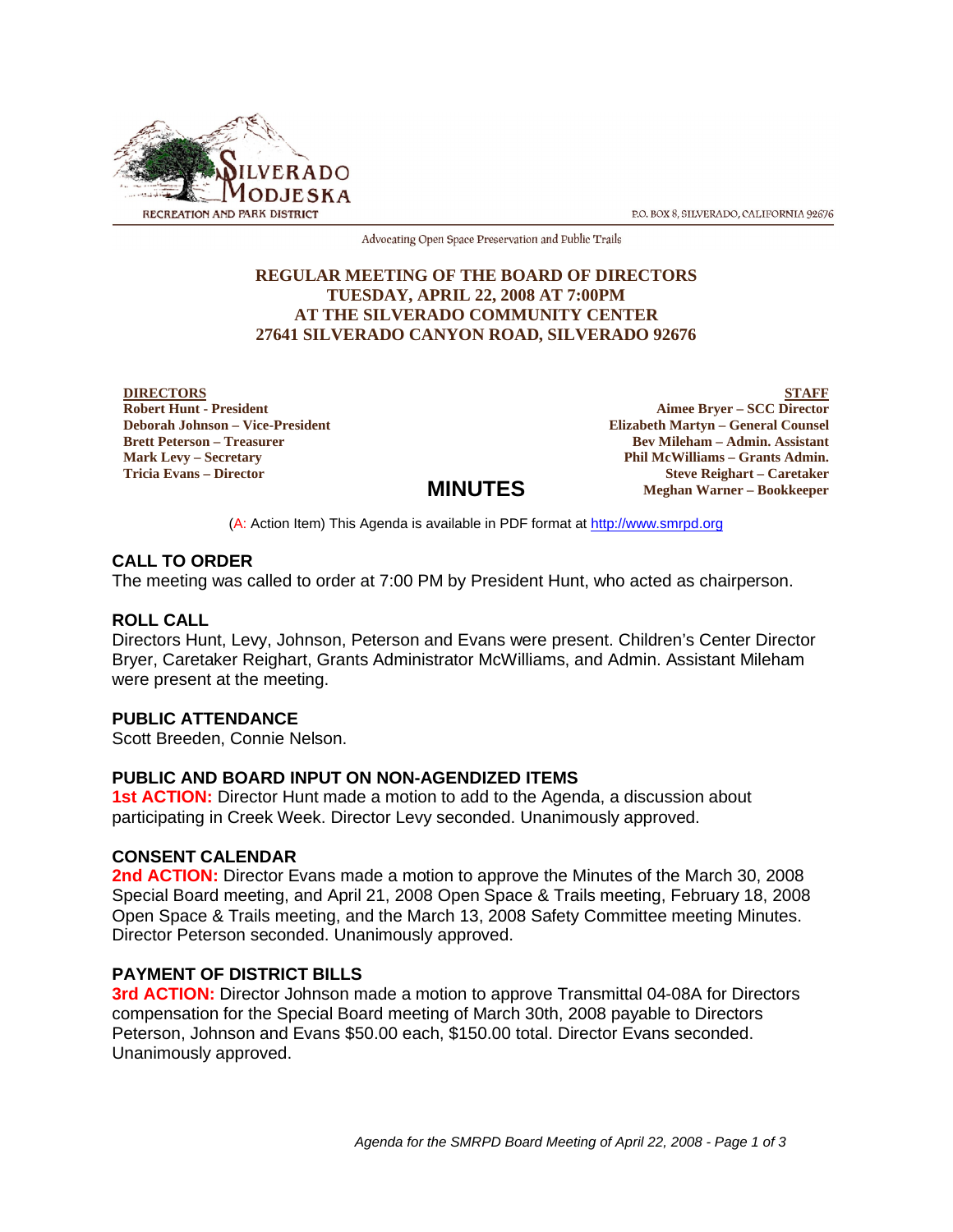SILVERADO MODJESKA RECREATION AND PARK DISTRICT

P.O. BOX 8, SILVERADO, CALIFORNIA 92676

Advocating Open Space Preservation and Public Trails

**REGULAR MEETING OF THE BOARD OF DIRECTORS**
**TUESDAY, APRIL 22, 2008 AT 7:00PM**
**AT THE SILVERADO COMMUNITY CENTER**
**27641 SILVERADO CANYON ROAD, SILVERADO 92676**

**DIRECTORS**
**Robert Hunt - President**
**Deborah Johnson – Vice-President**
**Brett Peterson – Treasurer**
**Mark Levy – Secretary**
**Tricia Evans – Director**

**STAFF**
**Aimee Bryer – SCC Director**
**Elizabeth Martyn – General Counsel**
**Bev Mileham – Admin. Assistant**
**Phil McWilliams – Grants Admin.**
**Steve Reighart – Caretaker**
**Meghan Warner – Bookkeeper**

# MINUTES

(A: Action Item) This Agenda is available in PDF format at http://www.smrpd.org

## CALL TO ORDER

The meeting was called to order at 7:00 PM by President Hunt, who acted as chairperson.

## ROLL CALL

Directors Hunt, Levy, Johnson, Peterson and Evans were present. Children's Center Director Bryer, Caretaker Reighart, Grants Administrator McWilliams, and Admin. Assistant Mileham were present at the meeting.

## PUBLIC ATTENDANCE

Scott Breeden, Connie Nelson.

## PUBLIC AND BOARD INPUT ON NON-AGENDIZED ITEMS

**1st ACTION:** Director Hunt made a motion to add to the Agenda, a discussion about participating in Creek Week. Director Levy seconded. Unanimously approved.

## CONSENT CALENDAR

**2nd ACTION:** Director Evans made a motion to approve the Minutes of the March 30, 2008 Special Board meeting, and April 21, 2008 Open Space & Trails meeting, February 18, 2008 Open Space & Trails meeting, and the March 13, 2008 Safety Committee meeting Minutes. Director Peterson seconded. Unanimously approved.

## PAYMENT OF DISTRICT BILLS

**3rd ACTION:** Director Johnson made a motion to approve Transmittal 04-08A for Directors compensation for the Special Board meeting of March 30th, 2008 payable to Directors Peterson, Johnson and Evans $50.00 each, $150.00 total. Director Evans seconded. Unanimously approved.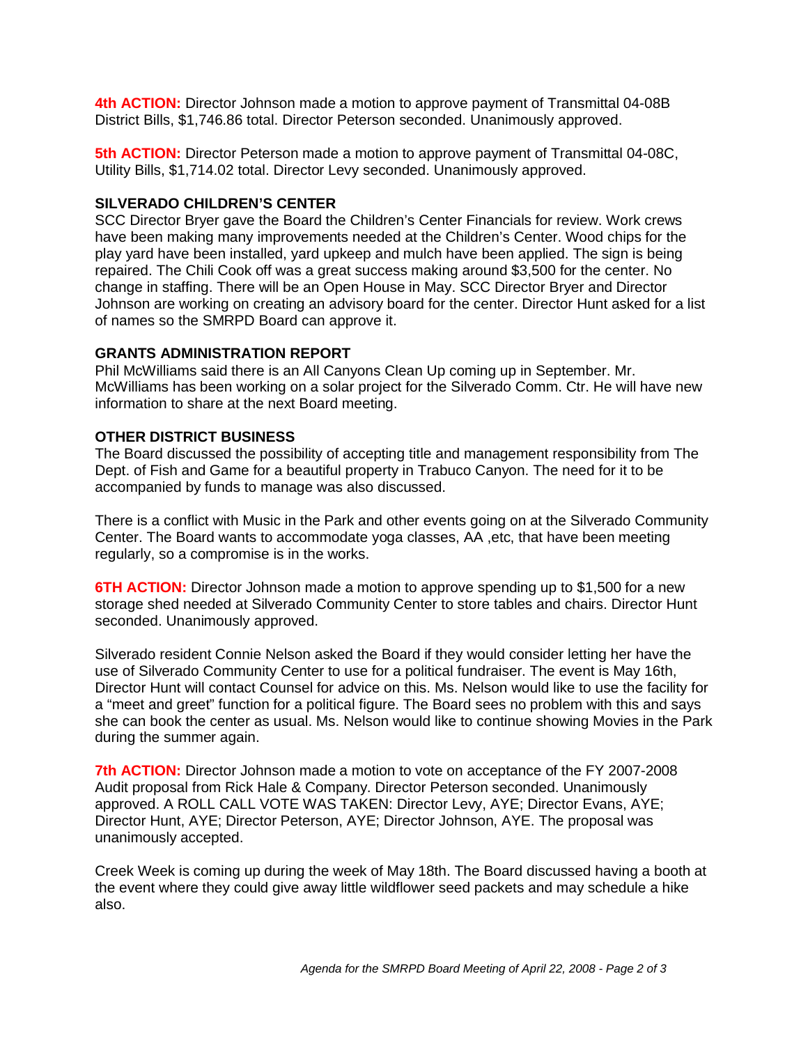**4th ACTION:** Director Johnson made a motion to approve payment of Transmittal 04-08B District Bills, $1,746.86 total. Director Peterson seconded. Unanimously approved.

**5th ACTION:** Director Peterson made a motion to approve payment of Transmittal 04-08C, Utility Bills, $1,714.02 total. Director Levy seconded. Unanimously approved.

**SILVERADO CHILDREN'S CENTER**

SCC Director Bryer gave the Board the Children's Center Financials for review. Work crews have been making many improvements needed at the Children's Center. Wood chips for the play yard have been installed, yard upkeep and mulch have been applied. The sign is being repaired. The Chili Cook off was a great success making around $3,500 for the center. No change in staffing. There will be an Open House in May. SCC Director Bryer and Director Johnson are working on creating an advisory board for the center. Director Hunt asked for a list of names so the SMRPD Board can approve it.

**GRANTS ADMINISTRATION REPORT**

Phil McWilliams said there is an All Canyons Clean Up coming up in September. Mr. McWilliams has been working on a solar project for the Silverado Comm. Ctr. He will have new information to share at the next Board meeting.

**OTHER DISTRICT BUSINESS**

The Board discussed the possibility of accepting title and management responsibility from The Dept. of Fish and Game for a beautiful property in Trabuco Canyon. The need for it to be accompanied by funds to manage was also discussed.

There is a conflict with Music in the Park and other events going on at the Silverado Community Center. The Board wants to accommodate yoga classes, AA ,etc, that have been meeting regularly, so a compromise is in the works.

**6TH ACTION:** Director Johnson made a motion to approve spending up to $1,500 for a new storage shed needed at Silverado Community Center to store tables and chairs. Director Hunt seconded. Unanimously approved.

Silverado resident Connie Nelson asked the Board if they would consider letting her have the use of Silverado Community Center to use for a political fundraiser. The event is May 16th, Director Hunt will contact Counsel for advice on this. Ms. Nelson would like to use the facility for a "meet and greet" function for a political figure. The Board sees no problem with this and says she can book the center as usual. Ms. Nelson would like to continue showing Movies in the Park during the summer again.

**7th ACTION:** Director Johnson made a motion to vote on acceptance of the FY 2007-2008 Audit proposal from Rick Hale & Company. Director Peterson seconded. Unanimously approved. A ROLL CALL VOTE WAS TAKEN: Director Levy, AYE; Director Evans, AYE; Director Hunt, AYE; Director Peterson, AYE; Director Johnson, AYE. The proposal was unanimously accepted.

Creek Week is coming up during the week of May 18th. The Board discussed having a booth at the event where they could give away little wildflower seed packets and may schedule a hike also.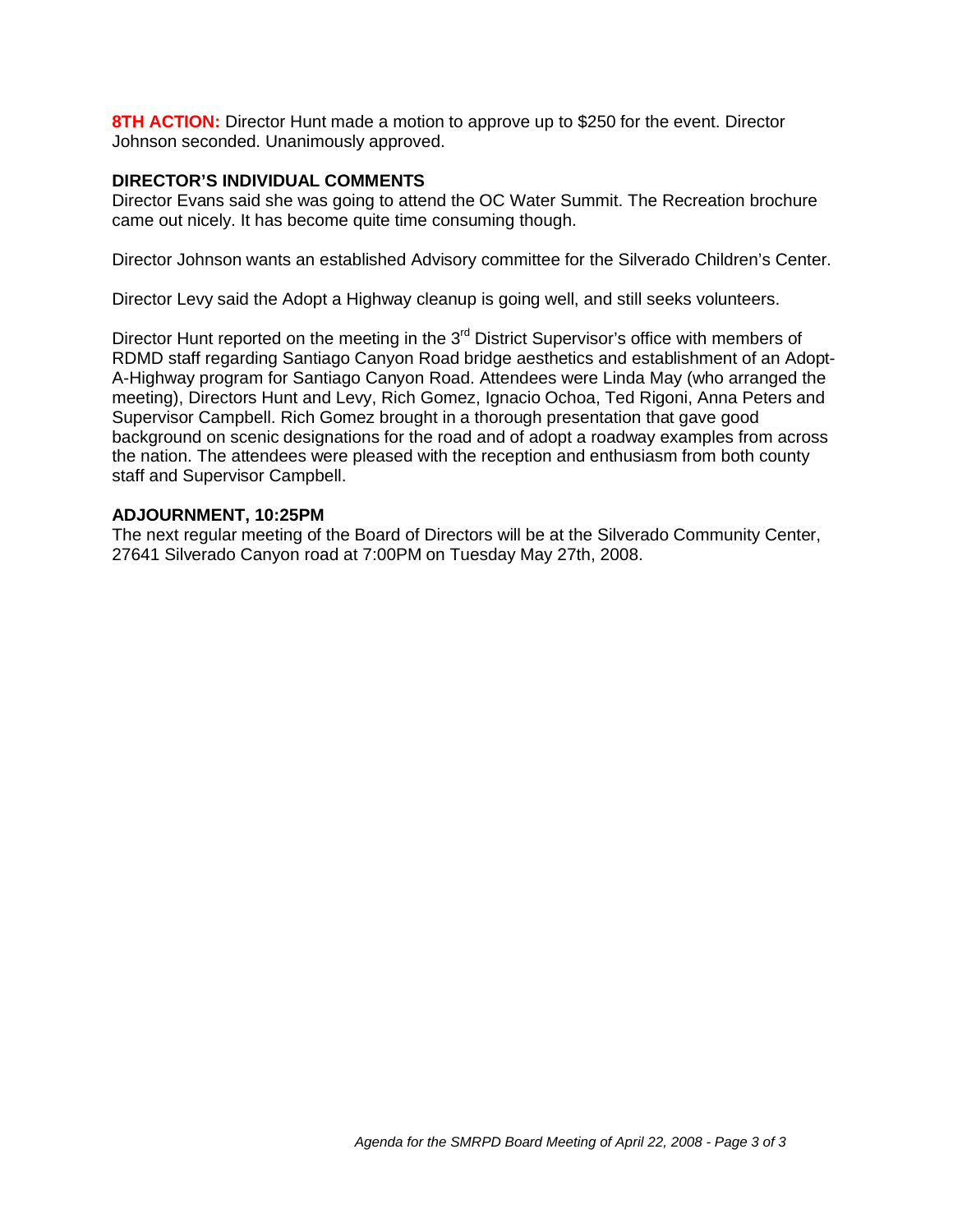**8TH ACTION:** Director Hunt made a motion to approve up to $250 for the event. Director Johnson seconded. Unanimously approved.

**DIRECTOR'S INDIVIDUAL COMMENTS**

Director Evans said she was going to attend the OC Water Summit. The Recreation brochure came out nicely. It has become quite time consuming though.

Director Johnson wants an established Advisory committee for the Silverado Children's Center.

Director Levy said the Adopt a Highway cleanup is going well, and still seeks volunteers.

Director Hunt reported on the meeting in the 3rd District Supervisor's office with members of RDMD staff regarding Santiago Canyon Road bridge aesthetics and establishment of an Adopt-A-Highway program for Santiago Canyon Road. Attendees were Linda May (who arranged the meeting), Directors Hunt and Levy, Rich Gomez, Ignacio Ochoa, Ted Rigoni, Anna Peters and Supervisor Campbell. Rich Gomez brought in a thorough presentation that gave good background on scenic designations for the road and of adopt a roadway examples from across the nation. The attendees were pleased with the reception and enthusiasm from both county staff and Supervisor Campbell.

**ADJOURNMENT, 10:25PM**

The next regular meeting of the Board of Directors will be at the Silverado Community Center, 27641 Silverado Canyon road at 7:00PM on Tuesday May 27th, 2008.